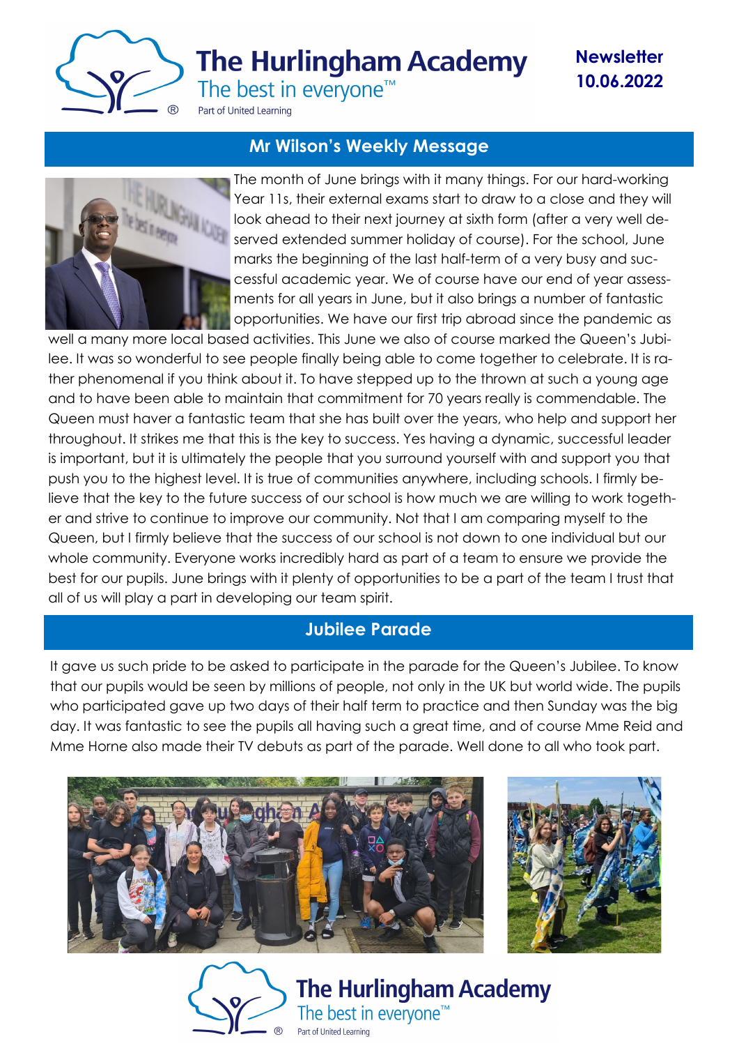# The Hurlingham Academy

The best in everyone™

Part of United Learning

**Newsletter 10.06.2022**

## Mr Wilson's Weekly Message

The month of June brings with it many things. For our hard-working Year 11s, their external exams start to draw to a close and they will look ahead to their next journey at sixth form (after a very well deserved extended summer holiday of course). For the school, June marks the beginning of the last half-term of a very busy and successful academic year. We of course have our end of year assessments for all years in June, but it also brings a number of fantastic opportunities. We have our first trip abroad since the pandemic as well a many more local based activities. This June we also of course marked the Queen's Jubilee. It was so wonderful to see people finally being able to come together to celebrate. It is rather phenomenal if you think about it. To have stepped up to the thrown at such a young age and to have been able to maintain that commitment for 70 years really is commendable. The Queen must haver a fantastic team that she has built over the years, who help and support her throughout. It strikes me that this is the key to success. Yes having a dynamic, successful leader is important, but it is ultimately the people that you surround yourself with and support you that push you to the highest level. It is true of communities anywhere, including schools. I firmly believe that the key to the future success of our school is how much we are willing to work together and strive to continue to improve our community. Not that I am comparing myself to the Queen, but I firmly believe that the success of our school is not down to one individual but our whole community. Everyone works incredibly hard as part of a team to ensure we provide the best for our pupils. June brings with it plenty of opportunities to be a part of the team I trust that all of us will play a part in developing our team spirit.

## Jubilee Parade

It gave us such pride to be asked to participate in the parade for the Queen's Jubilee. To know that our pupils would be seen by millions of people, not only in the UK but world wide. The pupils who participated gave up two days of their half term to practice and then Sunday was the big day. It was fantastic to see the pupils all having such a great time, and of course Mme Reid and Mme Horne also made their TV debuts as part of the parade. Well done to all who took part.

The Hurlingham Academy

The best in everyone™

Part of United Learning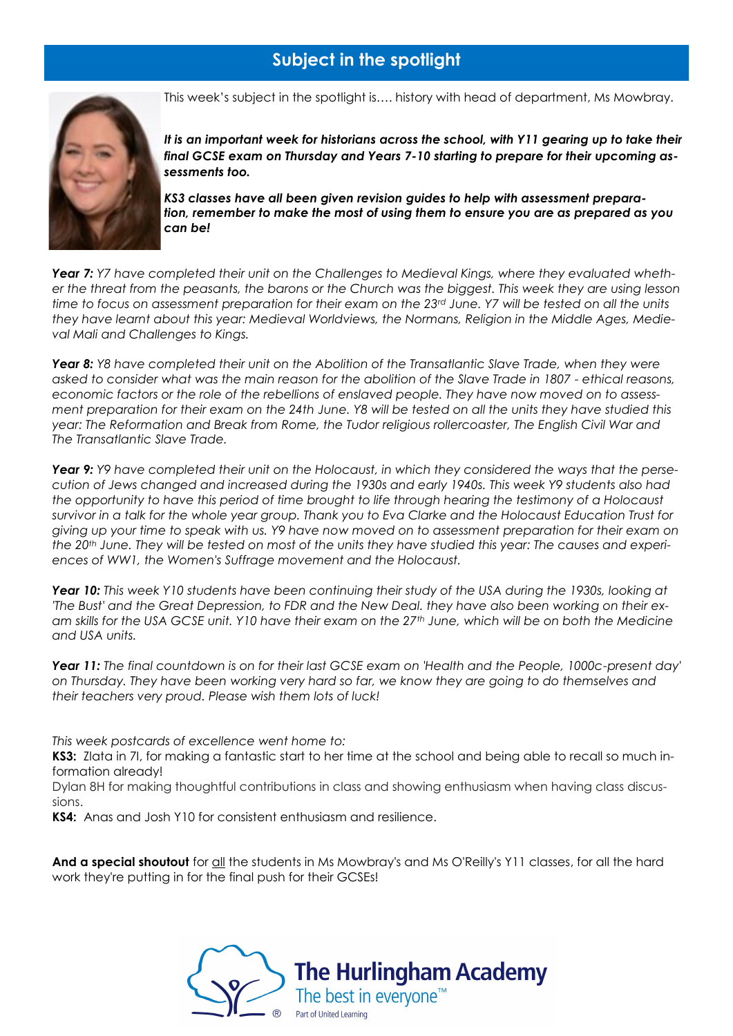## Subject in the spotlight

This week's subject in the spotlight is…. history with head of department, Ms Mowbray.

***It is an important week for historians across the school, with Y11 gearing up to take their final GCSE exam on Thursday and Years 7-10 starting to prepare for their upcoming assessments too.***

***KS3 classes have all been given revision guides to help with assessment preparation, remember to make the most of using them to ensure you are as prepared as you can be!***

***Year 7:*** *Y7 have completed their unit on the Challenges to Medieval Kings, where they evaluated whether the threat from the peasants, the barons or the Church was the biggest. This week they are using lesson time to focus on assessment preparation for their exam on the 23rd June. Y7 will be tested on all the units they have learnt about this year: Medieval Worldviews, the Normans, Religion in the Middle Ages, Medieval Mali and Challenges to Kings.*

***Year 8:*** *Y8 have completed their unit on the Abolition of the Transatlantic Slave Trade, when they were asked to consider what was the main reason for the abolition of the Slave Trade in 1807 - ethical reasons, economic factors or the role of the rebellions of enslaved people. They have now moved on to assessment preparation for their exam on the 24th June. Y8 will be tested on all the units they have studied this year: The Reformation and Break from Rome, the Tudor religious rollercoaster, The English Civil War and The Transatlantic Slave Trade.*

***Year 9:*** *Y9 have completed their unit on the Holocaust, in which they considered the ways that the persecution of Jews changed and increased during the 1930s and early 1940s. This week Y9 students also had the opportunity to have this period of time brought to life through hearing the testimony of a Holocaust survivor in a talk for the whole year group. Thank you to Eva Clarke and the Holocaust Education Trust for giving up your time to speak with us. Y9 have now moved on to assessment preparation for their exam on the 20th June. They will be tested on most of the units they have studied this year: The causes and experiences of WW1, the Women's Suffrage movement and the Holocaust.*

***Year 10:*** *This week Y10 students have been continuing their study of the USA during the 1930s, looking at 'The Bust' and the Great Depression, to FDR and the New Deal. they have also been working on their exam skills for the USA GCSE unit. Y10 have their exam on the 27th June, which will be on both the Medicine and USA units.*

***Year 11:*** *The final countdown is on for their last GCSE exam on 'Health and the People, 1000c-present day' on Thursday. They have been working very hard so far, we know they are going to do themselves and their teachers very proud. Please wish them lots of luck!*

*This week postcards of excellence went home to:*

**KS3:** Zlata in 7I, for making a fantastic start to her time at the school and being able to recall so much information already!

Dylan 8H for making thoughtful contributions in class and showing enthusiasm when having class discussions.

**KS4:** Anas and Josh Y10 for consistent enthusiasm and resilience.

**And a special shoutout** for all the students in Ms Mowbray's and Ms O'Reilly's Y11 classes, for all the hard work they're putting in for the final push for their GCSEs!

The Hurlingham Academy
The best in everyone™
Part of United Learning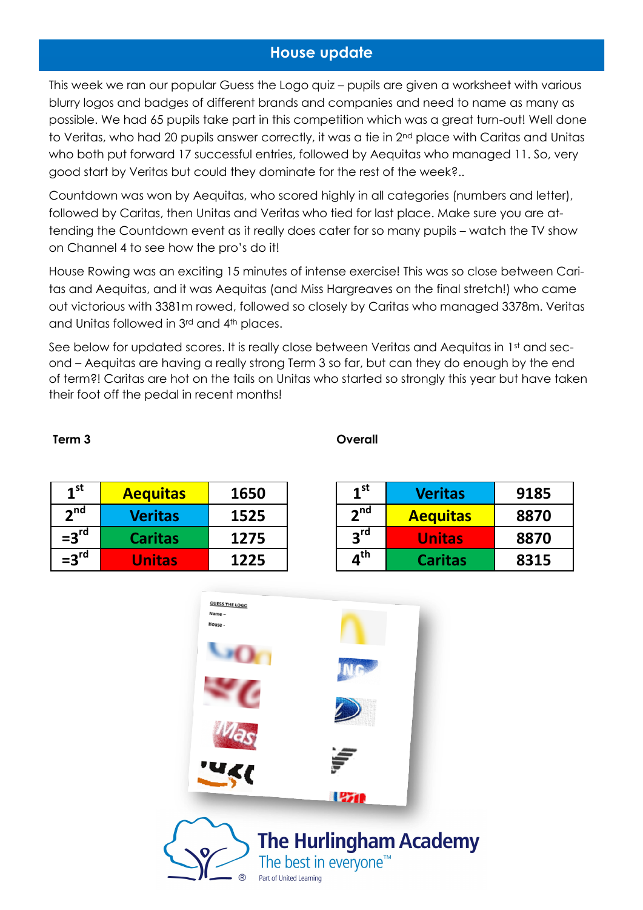## House update

This week we ran our popular Guess the Logo quiz – pupils are given a worksheet with various blurry logos and badges of different brands and companies and need to name as many as possible. We had 65 pupils take part in this competition which was a great turn-out! Well done to Veritas, who had 20 pupils answer correctly, it was a tie in 2nd place with Caritas and Unitas who both put forward 17 successful entries, followed by Aequitas who managed 11. So, very good start by Veritas but could they dominate for the rest of the week?..

Countdown was won by Aequitas, who scored highly in all categories (numbers and letter), followed by Caritas, then Unitas and Veritas who tied for last place. Make sure you are attending the Countdown event as it really does cater for so many pupils – watch the TV show on Channel 4 to see how the pro's do it!

House Rowing was an exciting 15 minutes of intense exercise! This was so close between Caritas and Aequitas, and it was Aequitas (and Miss Hargreaves on the final stretch!) who came out victorious with 3381m rowed, followed so closely by Caritas who managed 3378m. Veritas and Unitas followed in 3rd and 4th places.

See below for updated scores. It is really close between Veritas and Aequitas in 1st and second – Aequitas are having a really strong Term 3 so far, but can they do enough by the end of term?! Caritas are hot on the tails on Unitas who started so strongly this year but have taken their foot off the pedal in recent months!

**Term 3**

| | | |
|---|---|---|
| 1st | Aequitas | 1650 |
| 2nd | Veritas | 1525 |
| =3rd | Caritas | 1275 |
| =3rd | Unitas | 1225 |

**Overall**

| | | |
|---|---|---|
| 1st | Veritas | 9185 |
| 2nd | Aequitas | 8870 |
| 3rd | Unitas | 8870 |
| 4th | Caritas | 8315 |

The Hurlingham Academy
The best in everyone™
Part of United Learning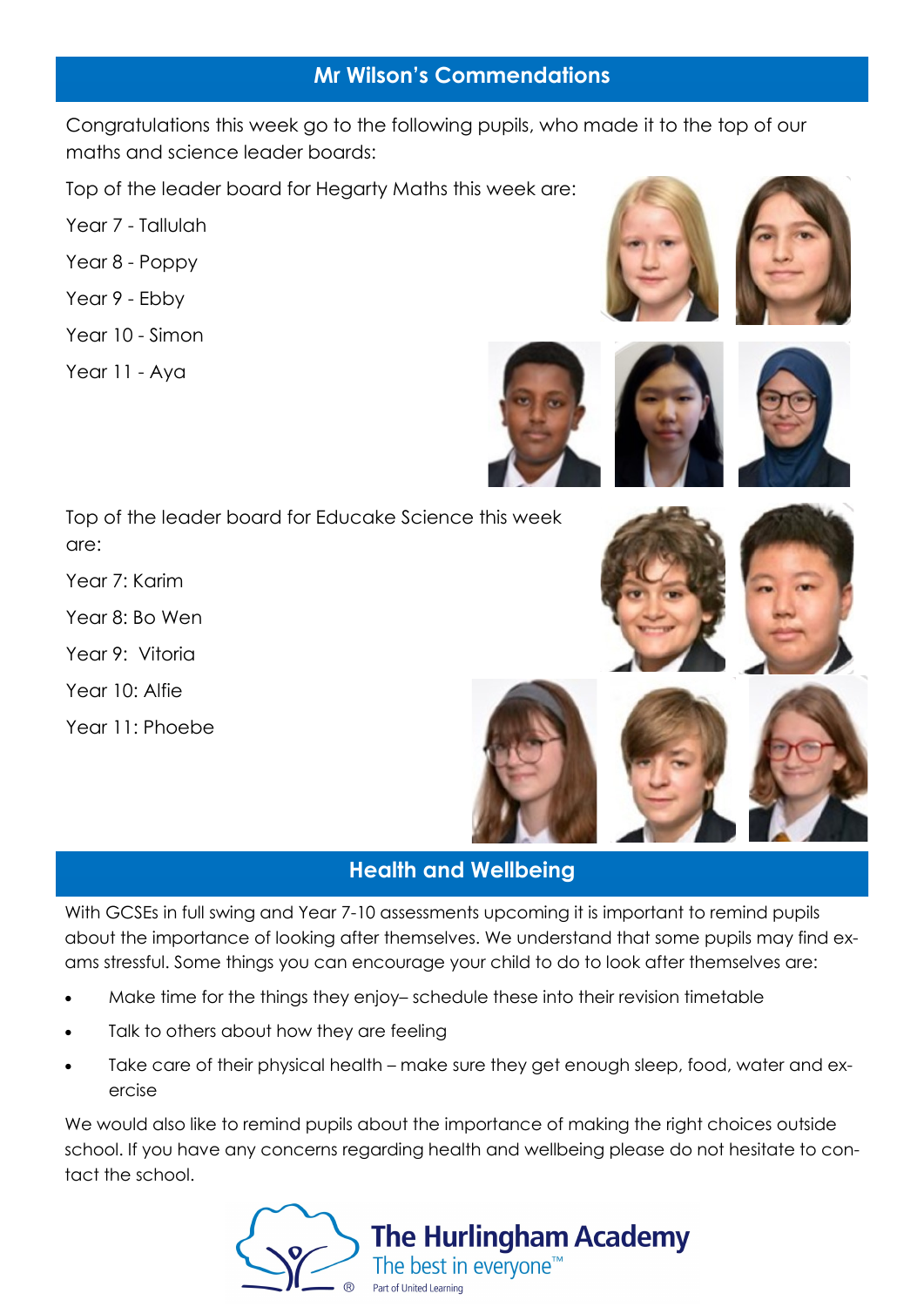## Mr Wilson's Commendations

Congratulations this week go to the following pupils, who made it to the top of our maths and science leader boards:

Top of the leader board for Hegarty Maths this week are:

Year 7 - Tallulah

Year 8 - Poppy

Year 9 - Ebby

Year 10 - Simon

Year 11 - Aya

Top of the leader board for Educake Science this week are:

Year 7: Karim

Year 8: Bo Wen

Year 9: Vitoria

Year 10: Alfie

Year 11: Phoebe

## Health and Wellbeing

With GCSEs in full swing and Year 7-10 assessments upcoming it is important to remind pupils about the importance of looking after themselves. We understand that some pupils may find exams stressful. Some things you can encourage your child to do to look after themselves are:

- Make time for the things they enjoy– schedule these into their revision timetable
- Talk to others about how they are feeling
- Take care of their physical health – make sure they get enough sleep, food, water and exercise

We would also like to remind pupils about the importance of making the right choices outside school. If you have any concerns regarding health and wellbeing please do not hesitate to contact the school.

The Hurlingham Academy
The best in everyone™
Part of United Learning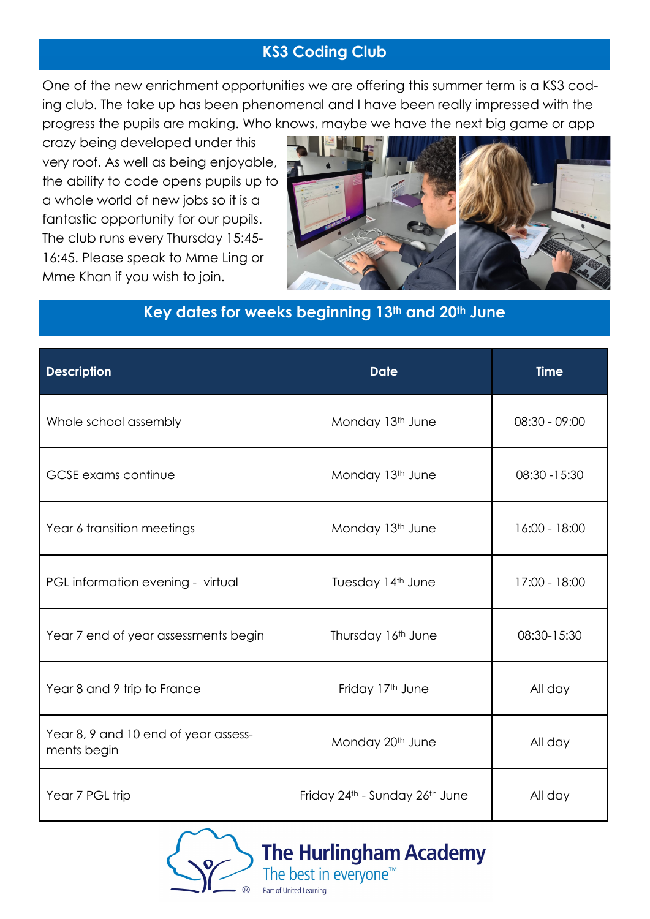## KS3 Coding Club

One of the new enrichment opportunities we are offering this summer term is a KS3 coding club. The take up has been phenomenal and I have been really impressed with the progress the pupils are making. Who knows, maybe we have the next big game or app crazy being developed under this very roof. As well as being enjoyable, the ability to code opens pupils up to a whole world of new jobs so it is a fantastic opportunity for our pupils. The club runs every Thursday 15:45-16:45. Please speak to Mme Ling or Mme Khan if you wish to join.

## Key dates for weeks beginning 13th and 20th June

| Description | Date | Time |
|---|---|---|
| Whole school assembly | Monday 13th June | 08:30 - 09:00 |
| GCSE exams continue | Monday 13th June | 08:30 -15:30 |
| Year 6 transition meetings | Monday 13th June | 16:00 - 18:00 |
| PGL information evening - virtual | Tuesday 14th June | 17:00 - 18:00 |
| Year 7 end of year assessments begin | Thursday 16th June | 08:30-15:30 |
| Year 8 and 9 trip to France | Friday 17th June | All day |
| Year 8, 9 and 10 end of year assessments begin | Monday 20th June | All day |
| Year 7 PGL trip | Friday 24th - Sunday 26th June | All day |

The Hurlingham Academy
The best in everyone™
Part of United Learning